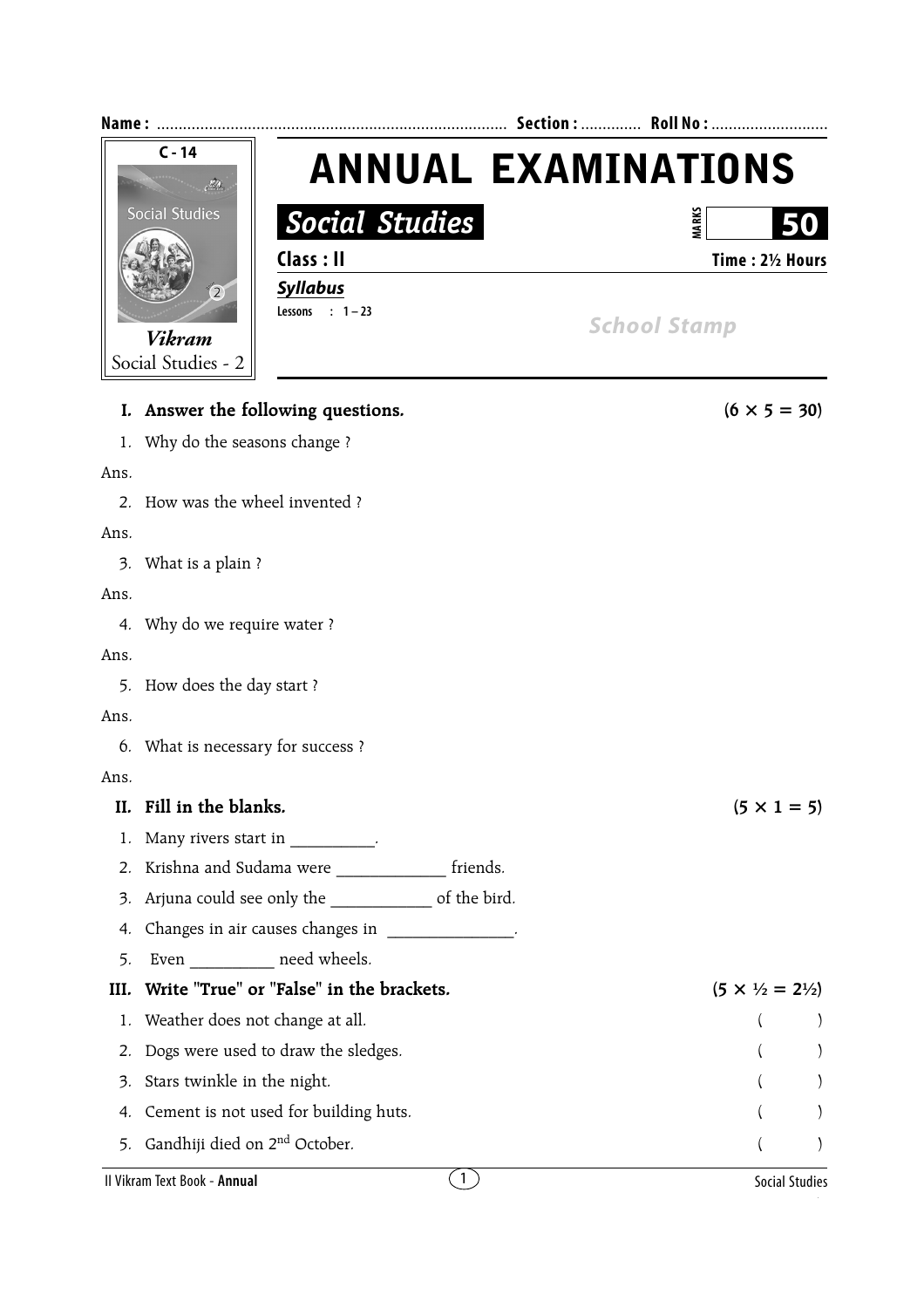**Name :** ................................................................................ **Section :** ............. **Roll No :** ..........................

C - 14

Social Studies

*Vikram*
Social Studies - 2

# ANNUAL EXAMINATIONS

## *Social Studies*

MARKS **50**

**Class : II** **Time : 2½ Hours**

***Syllabus***

Lessons : 1 – 23

School Stamp

**I. Answer the following questions.** **(6 × 5 = 30)**

1. Why do the seasons change ?

Ans.

2. How was the wheel invented ?

Ans.

3. What is a plain ?

Ans.

4. Why do we require water ?

Ans.

5. How does the day start ?

Ans.

6. What is necessary for success ?

Ans.

**II. Fill in the blanks.** **(5 × 1 = 5)**

1. Many rivers start in __________.
2. Krishna and Sudama were _____________ friends.
3. Arjuna could see only the ____________ of the bird.
4. Changes in air causes changes in _______________.
5. Even __________ need wheels.

**III. Write "True" or "False" in the brackets.** **(5 × ½ = 2½)**

1. Weather does not change at all. ( )
2. Dogs were used to draw the sledges. ( )
3. Stars twinkle in the night. ( )
4. Cement is not used for building huts. ( )
5. Gandhiji died on 2nd October. ( )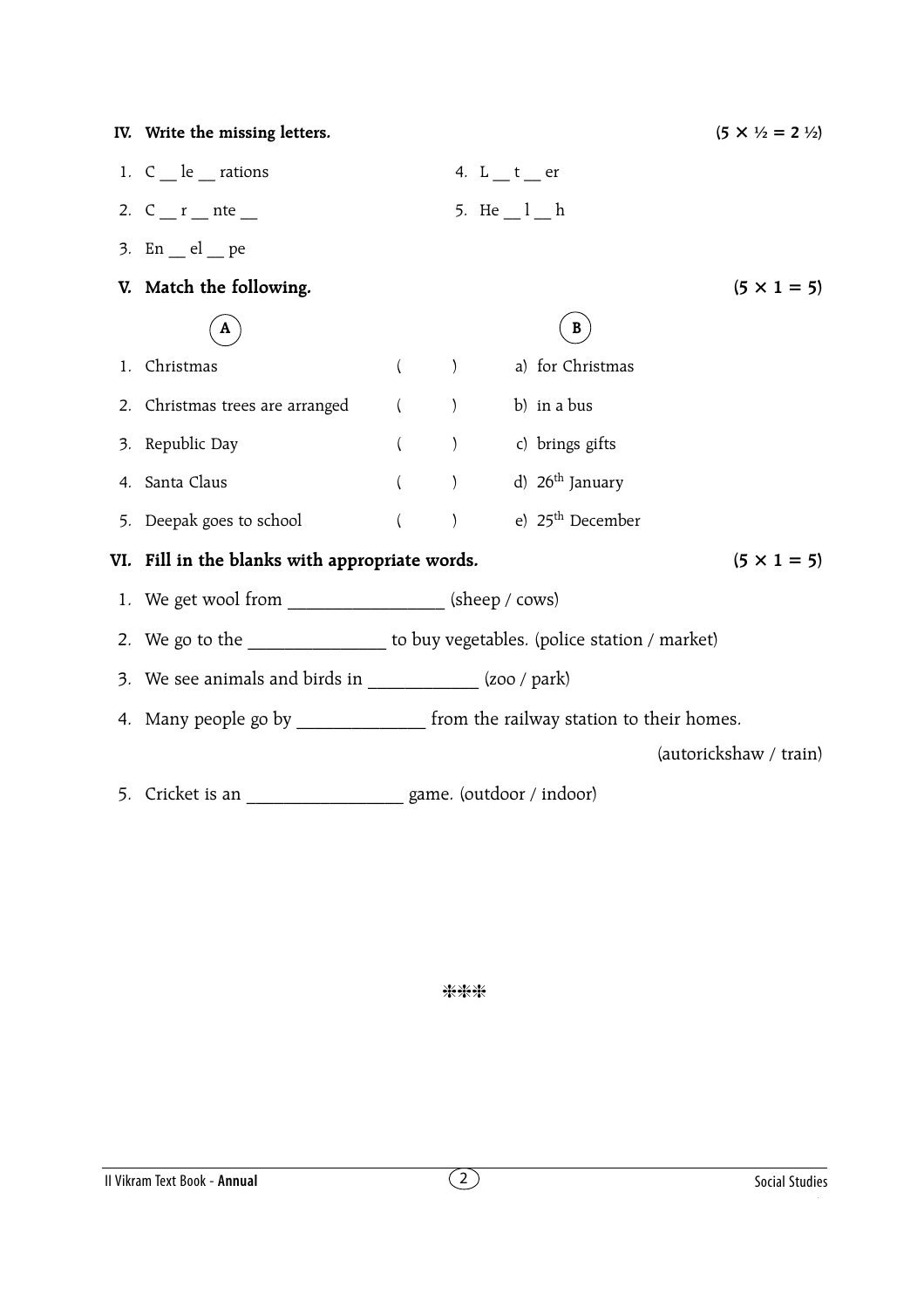**IV. Write the missing letters.** **(5 × ½ = 2 ½)**

1. C __ le __ rations
2. C __ r __ nte __
3. En __ el __ pe
4. L __ t __ er
5. He __ l __ h

**V. Match the following.** **(5 × 1 = 5)**

| A | | B |
|---|---|---|
| 1. Christmas | (     ) | a) for Christmas |
| 2. Christmas trees are arranged | (     ) | b) in a bus |
| 3. Republic Day | (     ) | c) brings gifts |
| 4. Santa Claus | (     ) | d) 26th January |
| 5. Deepak goes to school | (     ) | e) 25th December |

**VI. Fill in the blanks with appropriate words.** **(5 × 1 = 5)**

1. We get wool from ________________ (sheep / cows)
2. We go to the ______________ to buy vegetables. (police station / market)
3. We see animals and birds in ___________ (zoo / park)
4. Many people go by _____________ from the railway station to their homes. (autorickshaw / train)
5. Cricket is an ________________ game. (outdoor / indoor)

***